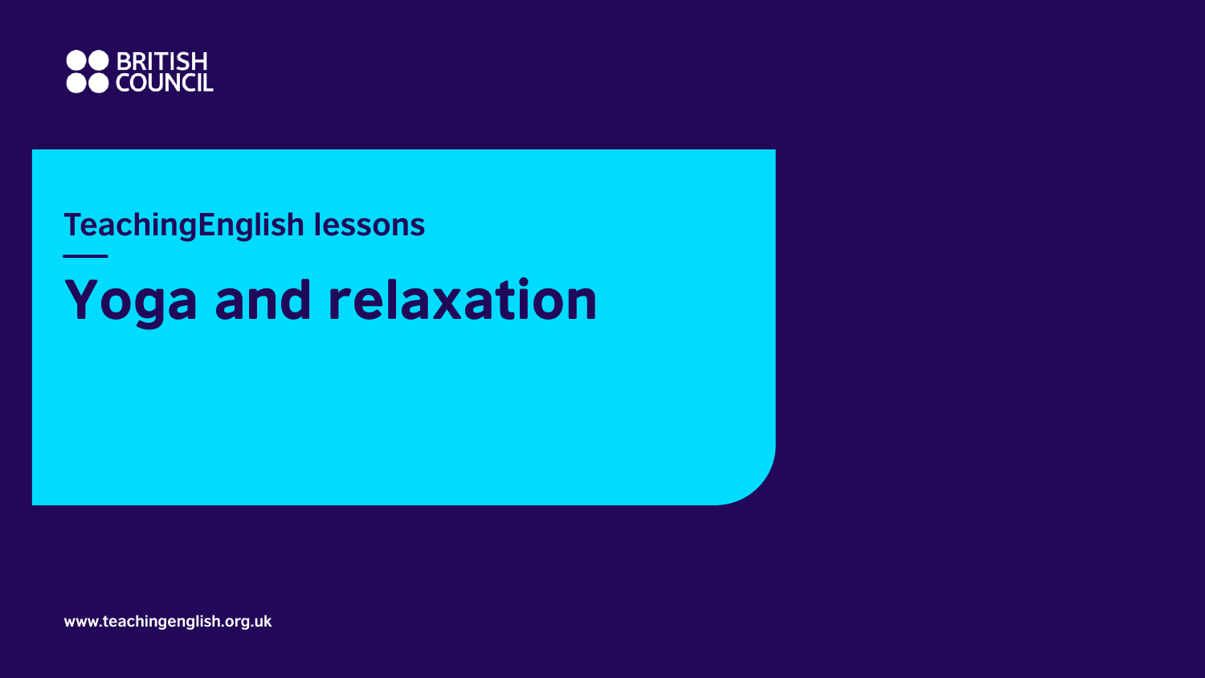BRITISH COUNCIL

TeachingEnglish lessons

# Yoga and relaxation

www.teachingenglish.org.uk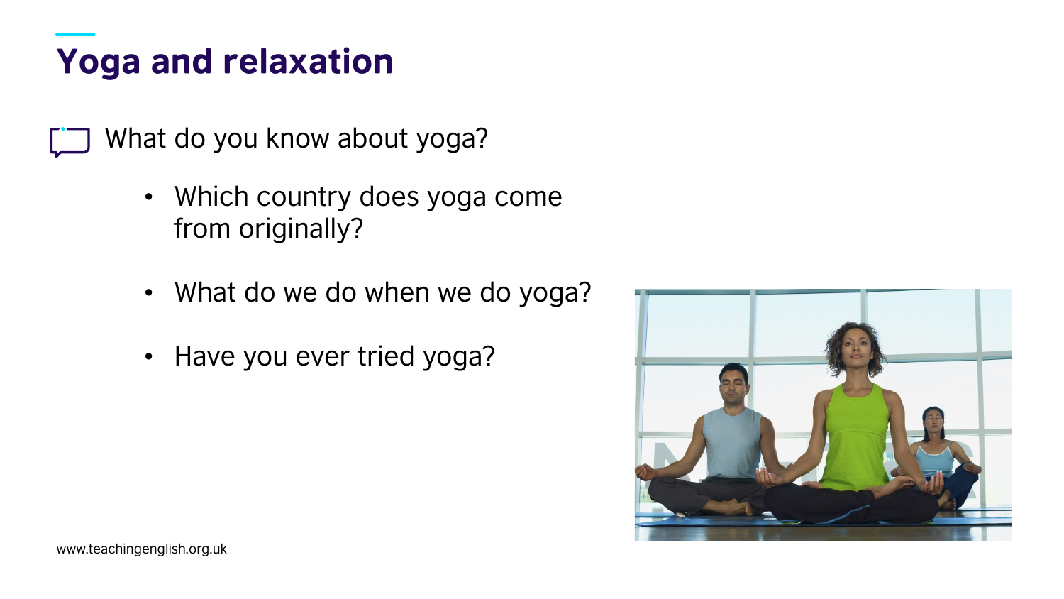# Yoga and relaxation

What do you know about yoga?

- Which country does yoga come from originally?
- What do we do when we do yoga?
- Have you ever tried yoga?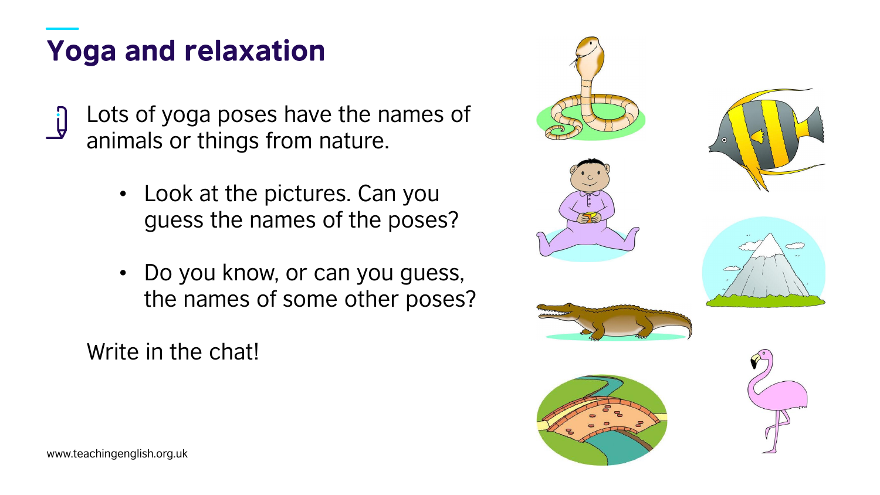# Yoga and relaxation

Lots of yoga poses have the names of animals or things from nature.

- Look at the pictures. Can you guess the names of the poses?
- Do you know, or can you guess, the names of some other poses?

Write in the chat!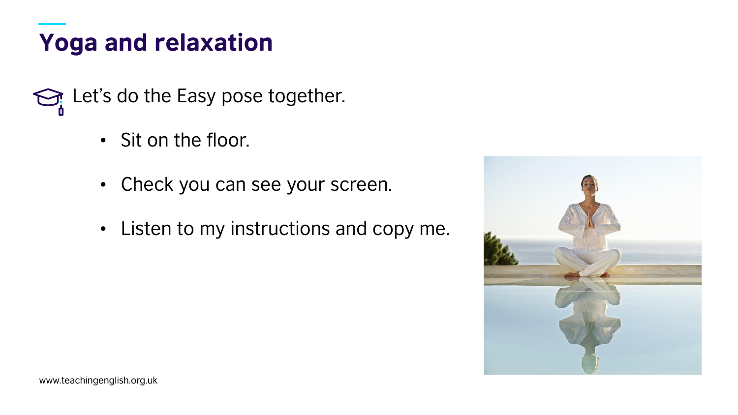# Yoga and relaxation

Let's do the Easy pose together.

- Sit on the floor.
- Check you can see your screen.
- Listen to my instructions and copy me.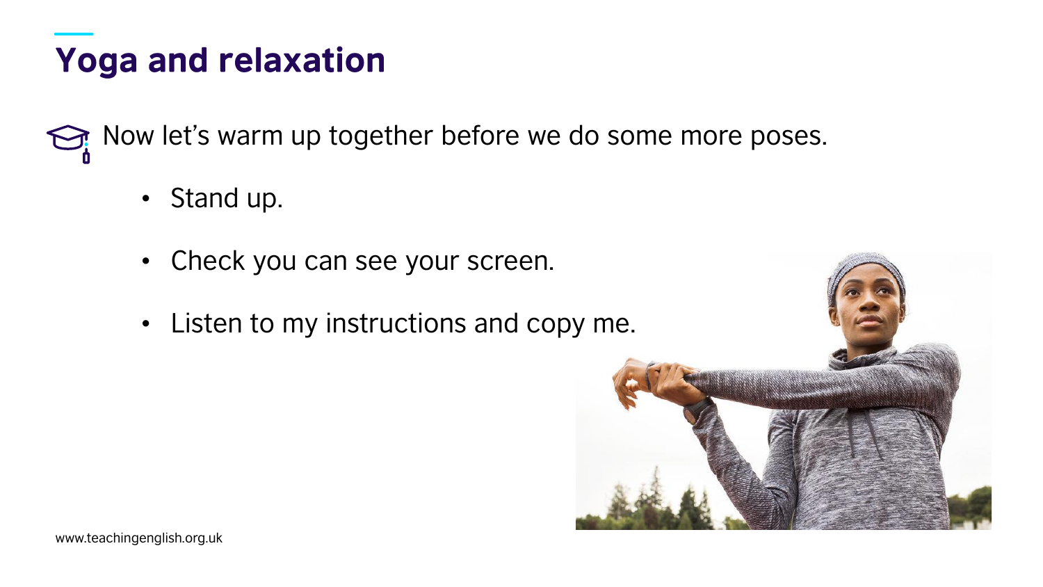# Yoga and relaxation

Now let's warm up together before we do some more poses.

- Stand up.
- Check you can see your screen.
- Listen to my instructions and copy me.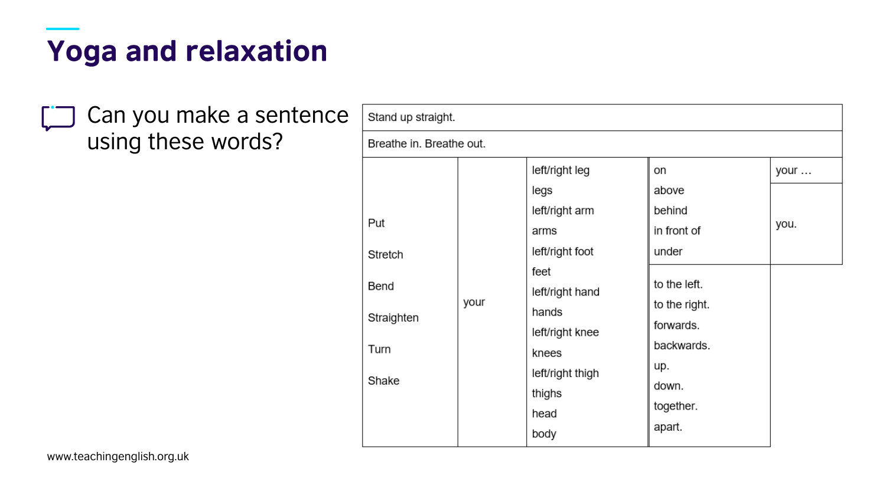# Yoga and relaxation

Can you make a sentence using these words?

| Stand up straight. | | | | |
|---|---|---|---|---|
| Breathe in. Breathe out. | | | | |
| Put<br>Stretch<br>Bend<br>Straighten<br>Turn<br>Shake | your | left/right leg<br>legs<br>left/right arm<br>arms<br>left/right foot<br>feet<br>left/right hand<br>hands<br>left/right knee<br>knees<br>left/right thigh<br>thighs<br>head<br>body | on<br>above<br>behind<br>in front of<br>under | your …<br>you. |
| | | | to the left.<br>to the right.<br>forwards.<br>backwards.<br>up.<br>down.<br>together.<br>apart. | |

www.teachingenglish.org.uk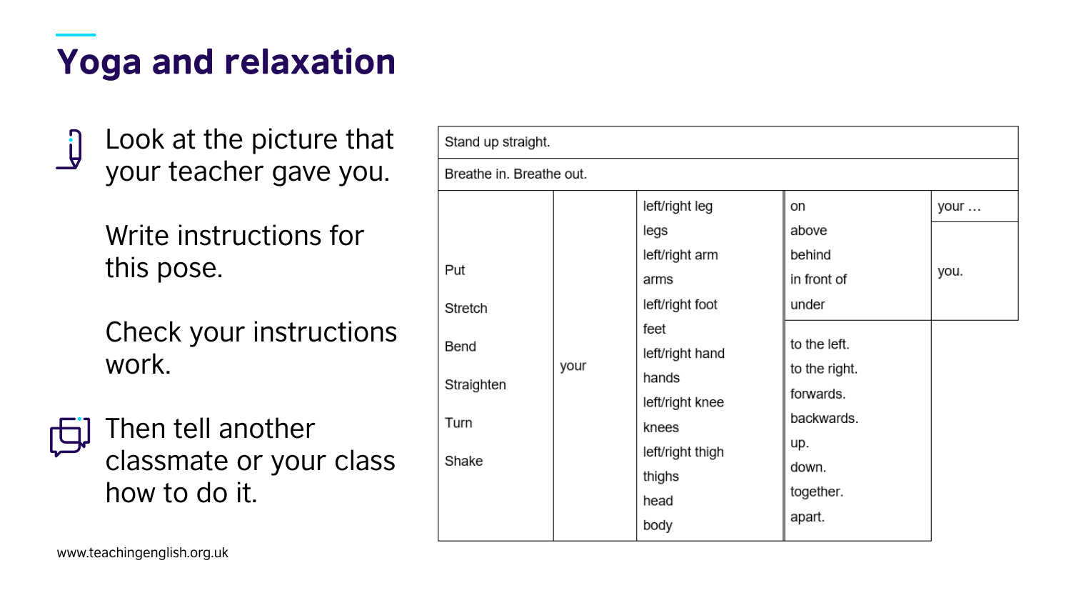# Yoga and relaxation

Look at the picture that your teacher gave you.

Write instructions for this pose.

Check your instructions work.

Then tell another classmate or your class how to do it.

| Stand up straight. | | | | |
|---|---|---|---|---|
| Breathe in. Breathe out. | | | | |
| Put<br>Stretch<br>Bend<br>Straighten<br>Turn<br>Shake | your | left/right leg<br>legs<br>left/right arm<br>arms<br>left/right foot<br>feet<br>left/right hand<br>hands<br>left/right knee<br>knees<br>left/right thigh<br>thighs<br>head<br>body | on<br>above<br>behind<br>in front of<br>under | your …<br>you. |
| | | | to the left.<br>to the right.<br>forwards.<br>backwards.<br>up.<br>down.<br>together.<br>apart. | |

www.teachingenglish.org.uk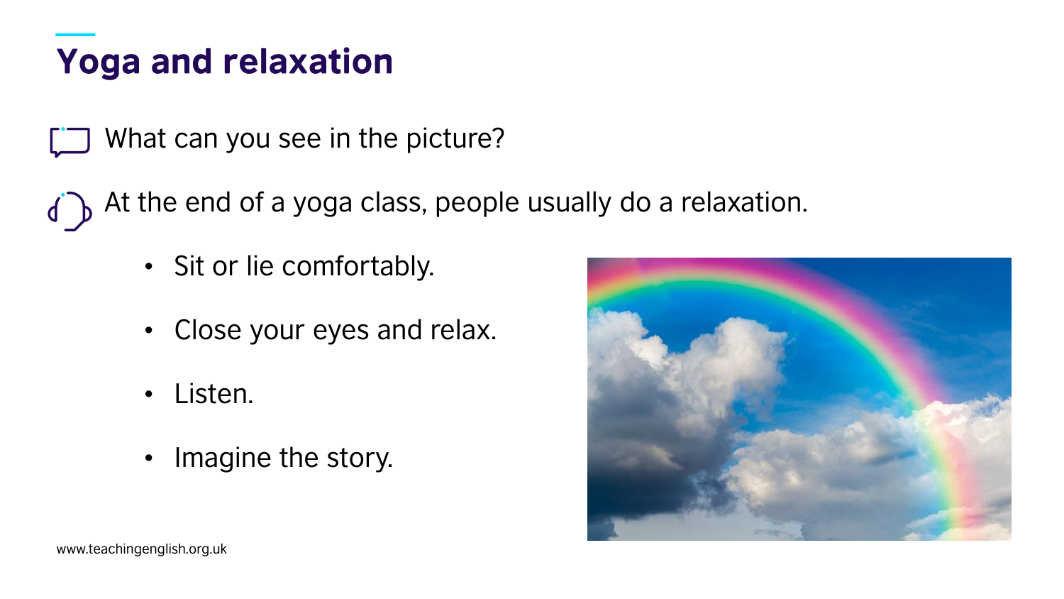# Yoga and relaxation

What can you see in the picture?

At the end of a yoga class, people usually do a relaxation.

- Sit or lie comfortably.
- Close your eyes and relax.
- Listen.
- Imagine the story.

www.teachingenglish.org.uk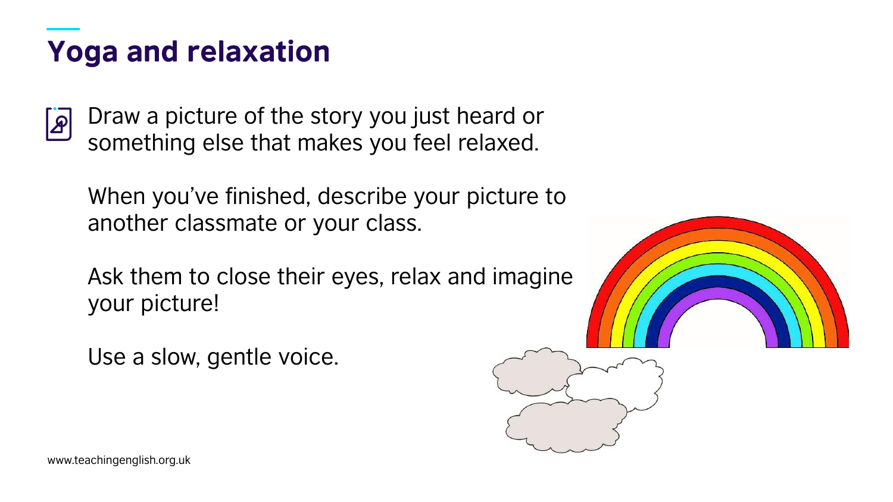# Yoga and relaxation

Draw a picture of the story you just heard or something else that makes you feel relaxed.

When you've finished, describe your picture to another classmate or your class.

Ask them to close their eyes, relax and imagine your picture!

Use a slow, gentle voice.

www.teachingenglish.org.uk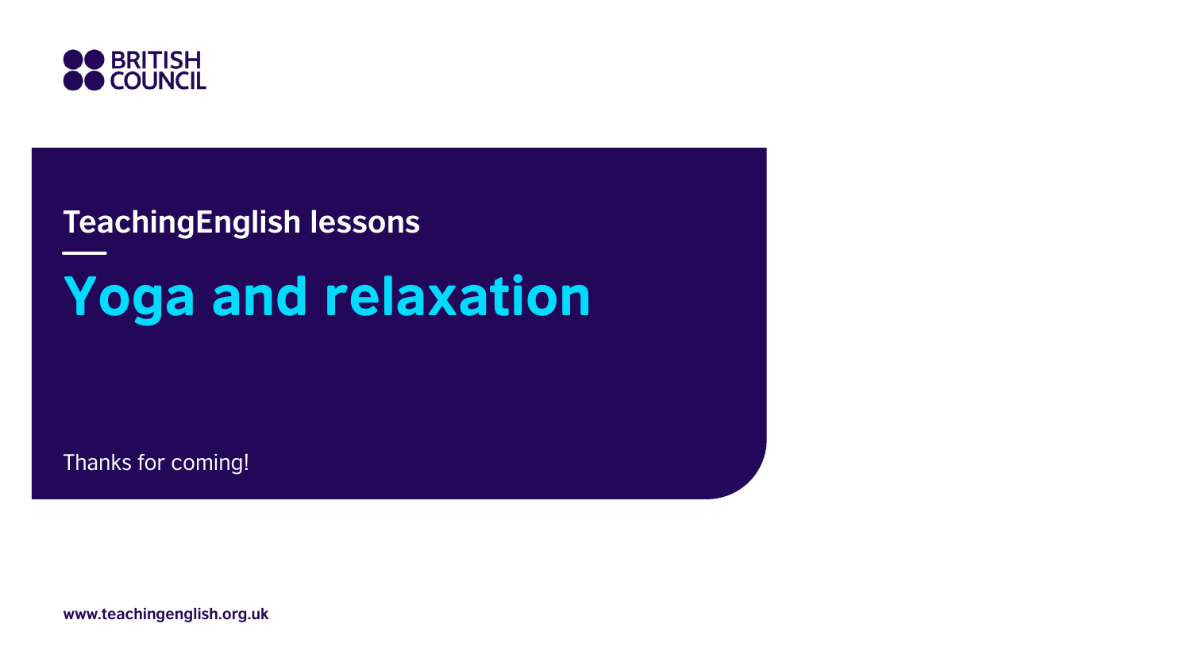BRITISH COUNCIL

## TeachingEnglish lessons

# Yoga and relaxation

Thanks for coming!

**www.teachingenglish.org.uk**